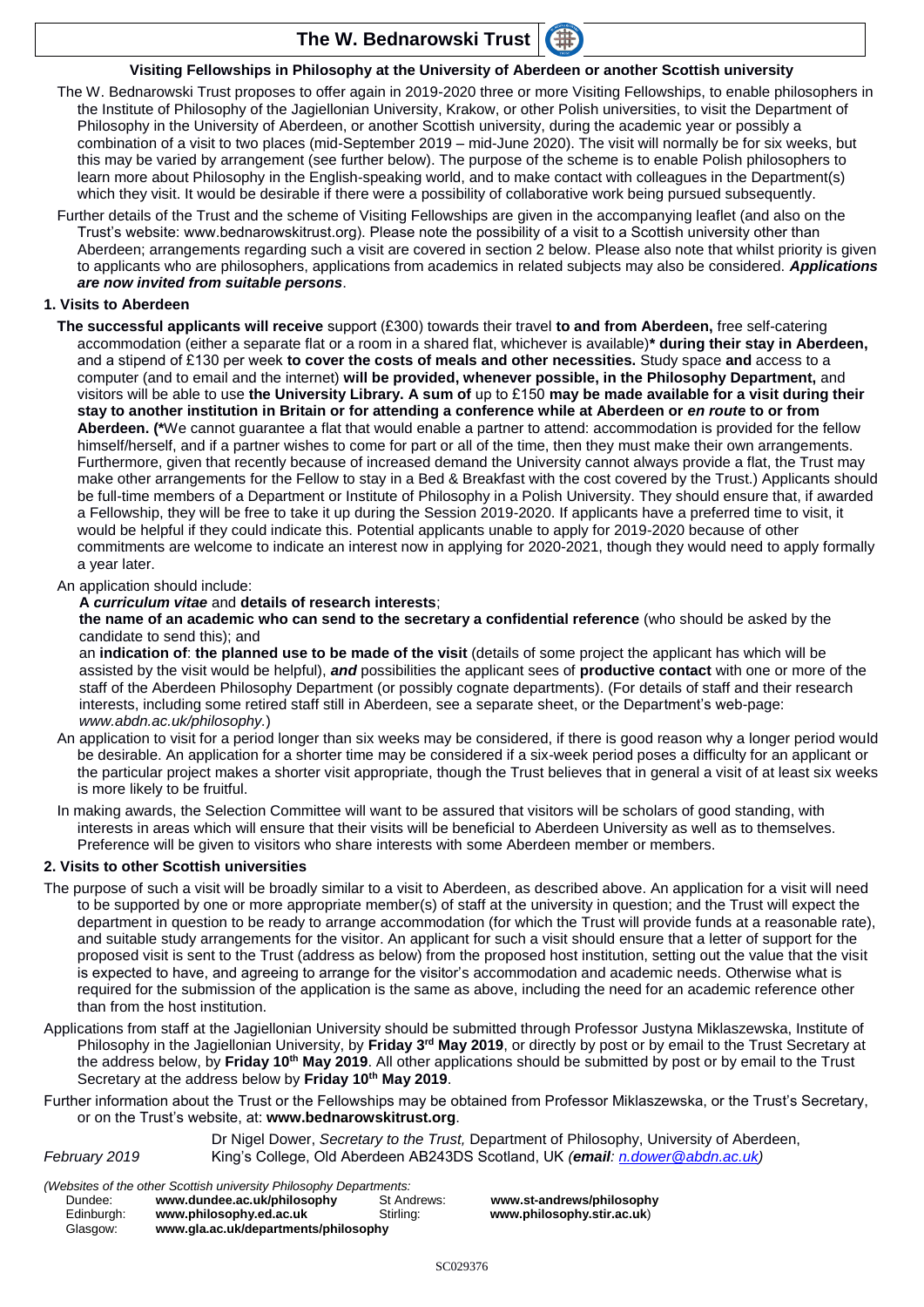# The W. Bednarowski Trust

### Visiting Fellowships in Philosophy at the University of Aberdeen or another Scottish university

The W. Bednarowski Trust proposes to offer again in 2019-2020 three or more Visiting Fellowships, to enable philosophers in the Institute of Philosophy of the Jagiellonian University, Krakow, or other Polish universities, to visit the Department of Philosophy in the University of Aberdeen, or another Scottish university, during the academic year or possibly a combination of a visit to two places (mid-September 2019 – mid-June 2020). The visit will normally be for six weeks, but this may be varied by arrangement (see further below). The purpose of the scheme is to enable Polish philosophers to learn more about Philosophy in the English-speaking world, and to make contact with colleagues in the Department(s) which they visit. It would be desirable if there were a possibility of collaborative work being pursued subsequently.

Further details of the Trust and the scheme of Visiting Fellowships are given in the accompanying leaflet (and also on the Trust's website: www.bednarowskitrust.org). Please note the possibility of a visit to a Scottish university other than Aberdeen; arrangements regarding such a visit are covered in section 2 below. Please also note that whilst priority is given to applicants who are philosophers, applications from academics in related subjects may also be considered. ***Applications are now invited from suitable persons***.

### 1. Visits to Aberdeen

**The successful applicants will receive** support (£300) towards their travel **to and from Aberdeen,** free self-catering accommodation (either a separate flat or a room in a shared flat, whichever is available)**\* during their stay in Aberdeen,** and a stipend of £130 per week **to cover the costs of meals and other necessities.** Study space **and** access to a computer (and to email and the internet) **will be provided, whenever possible, in the Philosophy Department,** and visitors will be able to use **the University Library. A sum of** up to £150 **may be made available for a visit during their stay to another institution in Britain or for attending a conference while at Aberdeen or *en route* to or from Aberdeen. (\***We cannot guarantee a flat that would enable a partner to attend: accommodation is provided for the fellow himself/herself, and if a partner wishes to come for part or all of the time, then they must make their own arrangements. Furthermore, given that recently because of increased demand the University cannot always provide a flat, the Trust may make other arrangements for the Fellow to stay in a Bed & Breakfast with the cost covered by the Trust.) Applicants should be full-time members of a Department or Institute of Philosophy in a Polish University. They should ensure that, if awarded a Fellowship, they will be free to take it up during the Session 2019-2020. If applicants have a preferred time to visit, it would be helpful if they could indicate this. Potential applicants unable to apply for 2019-2020 because of other commitments are welcome to indicate an interest now in applying for 2020-2021, though they would need to apply formally a year later.

An application should include:

**A *curriculum vitae*** and **details of research interests**;

**the name of an academic who can send to the secretary a confidential reference** (who should be asked by the candidate to send this); and

an **indication of**: **the planned use to be made of the visit** (details of some project the applicant has which will be assisted by the visit would be helpful), ***and*** possibilities the applicant sees of **productive contact** with one or more of the staff of the Aberdeen Philosophy Department (or possibly cognate departments). (For details of staff and their research interests, including some retired staff still in Aberdeen, see a separate sheet, or the Department's web-page: *www.abdn.ac.uk/philosophy.*)

An application to visit for a period longer than six weeks may be considered, if there is good reason why a longer period would be desirable. An application for a shorter time may be considered if a six-week period poses a difficulty for an applicant or the particular project makes a shorter visit appropriate, though the Trust believes that in general a visit of at least six weeks is more likely to be fruitful.

In making awards, the Selection Committee will want to be assured that visitors will be scholars of good standing, with interests in areas which will ensure that their visits will be beneficial to Aberdeen University as well as to themselves. Preference will be given to visitors who share interests with some Aberdeen member or members.

### 2. Visits to other Scottish universities

The purpose of such a visit will be broadly similar to a visit to Aberdeen, as described above. An application for a visit will need to be supported by one or more appropriate member(s) of staff at the university in question; and the Trust will expect the department in question to be ready to arrange accommodation (for which the Trust will provide funds at a reasonable rate), and suitable study arrangements for the visitor. An applicant for such a visit should ensure that a letter of support for the proposed visit is sent to the Trust (address as below) from the proposed host institution, setting out the value that the visit is expected to have, and agreeing to arrange for the visitor's accommodation and academic needs. Otherwise what is required for the submission of the application is the same as above, including the need for an academic reference other than from the host institution.

Applications from staff at the Jagiellonian University should be submitted through Professor Justyna Miklaszewska, Institute of Philosophy in the Jagiellonian University, by **Friday 3rd May 2019**, or directly by post or by email to the Trust Secretary at the address below, by **Friday 10th May 2019**. All other applications should be submitted by post or by email to the Trust Secretary at the address below by **Friday 10th May 2019**.

Further information about the Trust or the Fellowships may be obtained from Professor Miklaszewska, or the Trust's Secretary, or on the Trust's website, at: **www.bednarowskitrust.org**.

*February 2019* — Dr Nigel Dower, *Secretary to the Trust,* Department of Philosophy, University of Aberdeen, King's College, Old Aberdeen AB243DS Scotland, UK *(**email**: n.dower@abdn.ac.uk)*

*(Websites of the other Scottish university Philosophy Departments:*

| | | | |
|---|---|---|---|
| Dundee: | **www.dundee.ac.uk/philosophy** | St Andrews: | **www.st-andrews/philosophy** |
| Edinburgh: | **www.philosophy.ed.ac.uk** | Stirling: | **www.philosophy.stir.ac.uk**) |
| Glasgow: | **www.gla.ac.uk/departments/philosophy** | | |

SC029376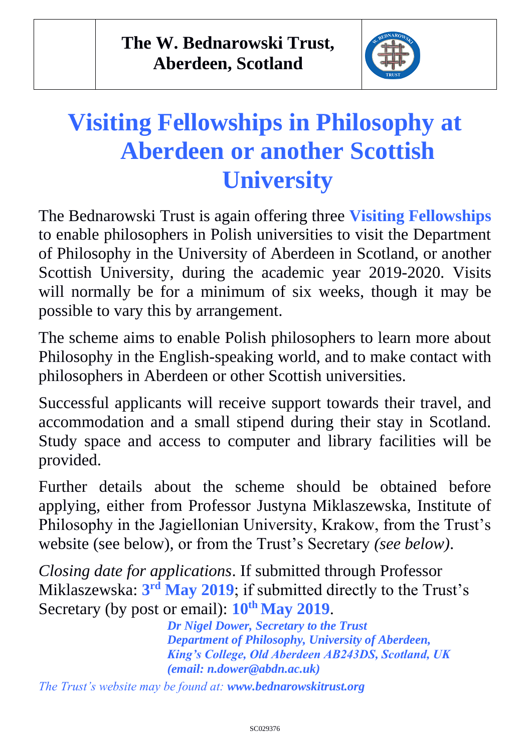**The W. Bednarowski Trust, Aberdeen, Scotland**

# Visiting Fellowships in Philosophy at Aberdeen or another Scottish University

The Bednarowski Trust is again offering three **Visiting Fellowships** to enable philosophers in Polish universities to visit the Department of Philosophy in the University of Aberdeen in Scotland, or another Scottish University, during the academic year 2019-2020. Visits will normally be for a minimum of six weeks, though it may be possible to vary this by arrangement.

The scheme aims to enable Polish philosophers to learn more about Philosophy in the English-speaking world, and to make contact with philosophers in Aberdeen or other Scottish universities.

Successful applicants will receive support towards their travel, and accommodation and a small stipend during their stay in Scotland. Study space and access to computer and library facilities will be provided.

Further details about the scheme should be obtained before applying, either from Professor Justyna Miklaszewska, Institute of Philosophy in the Jagiellonian University, Krakow, from the Trust's website (see below), or from the Trust's Secretary *(see below)*.

*Closing date for applications*. If submitted through Professor Miklaszewska: **3rd May 2019**; if submitted directly to the Trust's Secretary (by post or email): **10th May 2019**.

***Dr Nigel Dower, Secretary to the Trust***
***Department of Philosophy, University of Aberdeen,***
***King's College, Old Aberdeen AB243DS, Scotland, UK***
***(email: n.dower@abdn.ac.uk)***

*The Trust's website may be found at:* ***www.bednarowskitrust.org***

SC029376